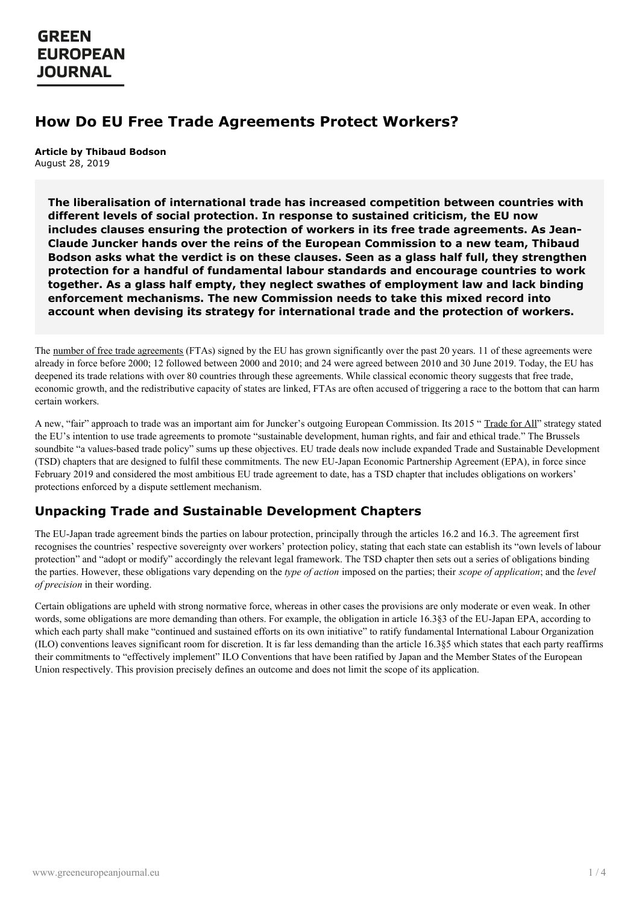# How Do EU Free Trade Agreements Protect Workers?

**Article by Thibaud Bodson**
August 28, 2019

**The liberalisation of international trade has increased competition between countries with different levels of social protection. In response to sustained criticism, the EU now includes clauses ensuring the protection of workers in its free trade agreements. As Jean-Claude Juncker hands over the reins of the European Commission to a new team, Thibaud Bodson asks what the verdict is on these clauses. Seen as a glass half full, they strengthen protection for a handful of fundamental labour standards and encourage countries to work together. As a glass half empty, they neglect swathes of employment law and lack binding enforcement mechanisms. The new Commission needs to take this mixed record into account when devising its strategy for international trade and the protection of workers.**

The number of free trade agreements (FTAs) signed by the EU has grown significantly over the past 20 years. 11 of these agreements were already in force before 2000; 12 followed between 2000 and 2010; and 24 were agreed between 2010 and 30 June 2019. Today, the EU has deepened its trade relations with over 80 countries through these agreements. While classical economic theory suggests that free trade, economic growth, and the redistributive capacity of states are linked, FTAs are often accused of triggering a race to the bottom that can harm certain workers.

A new, "fair" approach to trade was an important aim for Juncker's outgoing European Commission. Its 2015 " Trade for All" strategy stated the EU's intention to use trade agreements to promote "sustainable development, human rights, and fair and ethical trade." The Brussels soundbite "a values-based trade policy" sums up these objectives. EU trade deals now include expanded Trade and Sustainable Development (TSD) chapters that are designed to fulfil these commitments. The new EU-Japan Economic Partnership Agreement (EPA), in force since February 2019 and considered the most ambitious EU trade agreement to date, has a TSD chapter that includes obligations on workers' protections enforced by a dispute settlement mechanism.

## Unpacking Trade and Sustainable Development Chapters

The EU-Japan trade agreement binds the parties on labour protection, principally through the articles 16.2 and 16.3. The agreement first recognises the countries' respective sovereignty over workers' protection policy, stating that each state can establish its "own levels of labour protection" and "adopt or modify" accordingly the relevant legal framework. The TSD chapter then sets out a series of obligations binding the parties. However, these obligations vary depending on the *type of action* imposed on the parties; their *scope of application*; and the *level of precision* in their wording.

Certain obligations are upheld with strong normative force, whereas in other cases the provisions are only moderate or even weak. In other words, some obligations are more demanding than others. For example, the obligation in article 16.3§3 of the EU-Japan EPA, according to which each party shall make "continued and sustained efforts on its own initiative" to ratify fundamental International Labour Organization (ILO) conventions leaves significant room for discretion. It is far less demanding than the article 16.3§5 which states that each party reaffirms their commitments to "effectively implement" ILO Conventions that have been ratified by Japan and the Member States of the European Union respectively. This provision precisely defines an outcome and does not limit the scope of its application.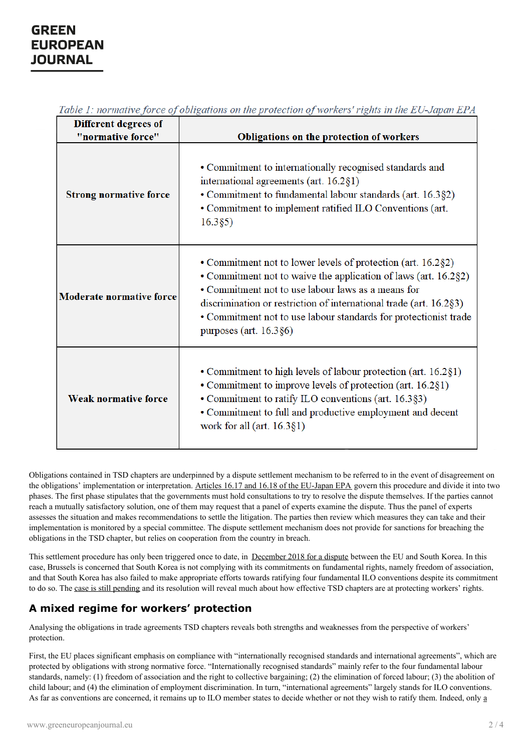*Table 1: normative force of obligations on the protection of workers' rights in the EU-Japan EPA*

| Different degrees of "normative force" | Obligations on the protection of workers |
|---|---|
| **Strong normative force** | • Commitment to internationally recognised standards and international agreements (art. 16.2§1)<br>• Commitment to fundamental labour standards (art. 16.3§2)<br>• Commitment to implement ratified ILO Conventions (art. 16.3§5) |
| **Moderate normative force** | • Commitment not to lower levels of protection (art. 16.2§2)<br>• Commitment not to waive the application of laws (art. 16.2§2)<br>• Commitment not to use labour laws as a means for discrimination or restriction of international trade (art. 16.2§3)<br>• Commitment not to use labour standards for protectionist trade purposes (art. 16.3§6) |
| **Weak normative force** | • Commitment to high levels of labour protection (art. 16.2§1)<br>• Commitment to improve levels of protection (art. 16.2§1)<br>• Commitment to ratify ILO conventions (art. 16.3§3)<br>• Commitment to full and productive employment and decent work for all (art. 16.3§1) |

Obligations contained in TSD chapters are underpinned by a dispute settlement mechanism to be referred to in the event of disagreement on the obligations' implementation or interpretation. Articles 16.17 and 16.18 of the EU-Japan EPA govern this procedure and divide it into two phases. The first phase stipulates that the governments must hold consultations to try to resolve the dispute themselves. If the parties cannot reach a mutually satisfactory solution, one of them may request that a panel of experts examine the dispute. Thus the panel of experts assesses the situation and makes recommendations to settle the litigation. The parties then review which measures they can take and their implementation is monitored by a special committee. The dispute settlement mechanism does not provide for sanctions for breaching the obligations in the TSD chapter, but relies on cooperation from the country in breach.

This settlement procedure has only been triggered once to date, in December 2018 for a dispute between the EU and South Korea. In this case, Brussels is concerned that South Korea is not complying with its commitments on fundamental rights, namely freedom of association, and that South Korea has also failed to make appropriate efforts towards ratifying four fundamental ILO conventions despite its commitment to do so. The case is still pending and its resolution will reveal much about how effective TSD chapters are at protecting workers' rights.

## A mixed regime for workers' protection

Analysing the obligations in trade agreements TSD chapters reveals both strengths and weaknesses from the perspective of workers' protection.

First, the EU places significant emphasis on compliance with "internationally recognised standards and international agreements", which are protected by obligations with strong normative force. "Internationally recognised standards" mainly refer to the four fundamental labour standards, namely: (1) freedom of association and the right to collective bargaining; (2) the elimination of forced labour; (3) the abolition of child labour; and (4) the elimination of employment discrimination. In turn, "international agreements" largely stands for ILO conventions. As far as conventions are concerned, it remains up to ILO member states to decide whether or not they wish to ratify them. Indeed, only a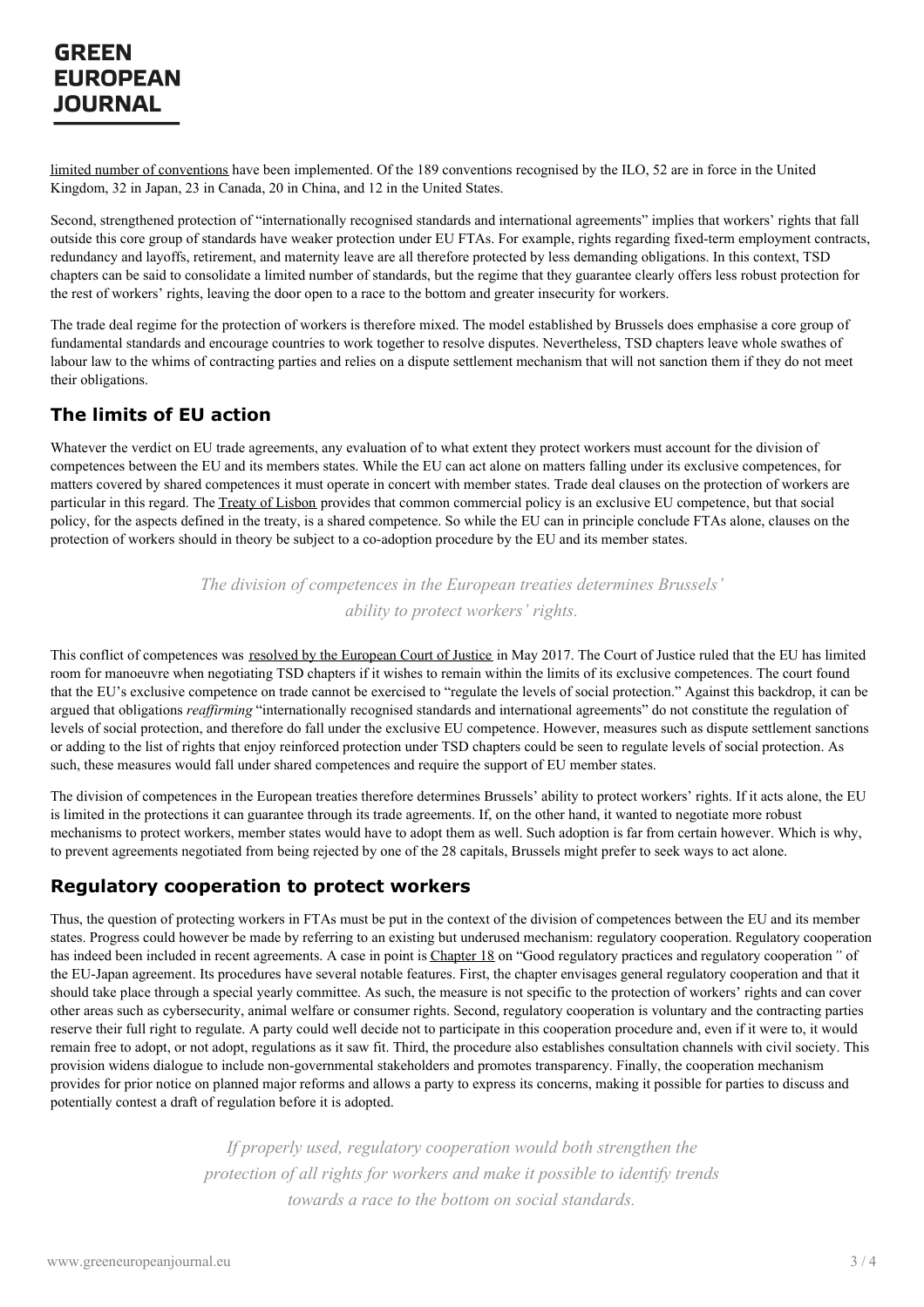limited number of conventions have been implemented. Of the 189 conventions recognised by the ILO, 52 are in force in the United Kingdom, 32 in Japan, 23 in Canada, 20 in China, and 12 in the United States.

Second, strengthened protection of "internationally recognised standards and international agreements" implies that workers' rights that fall outside this core group of standards have weaker protection under EU FTAs. For example, rights regarding fixed-term employment contracts, redundancy and layoffs, retirement, and maternity leave are all therefore protected by less demanding obligations. In this context, TSD chapters can be said to consolidate a limited number of standards, but the regime that they guarantee clearly offers less robust protection for the rest of workers' rights, leaving the door open to a race to the bottom and greater insecurity for workers.

The trade deal regime for the protection of workers is therefore mixed. The model established by Brussels does emphasise a core group of fundamental standards and encourage countries to work together to resolve disputes. Nevertheless, TSD chapters leave whole swathes of labour law to the whims of contracting parties and relies on a dispute settlement mechanism that will not sanction them if they do not meet their obligations.

## The limits of EU action

Whatever the verdict on EU trade agreements, any evaluation of to what extent they protect workers must account for the division of competences between the EU and its members states. While the EU can act alone on matters falling under its exclusive competences, for matters covered by shared competences it must operate in concert with member states. Trade deal clauses on the protection of workers are particular in this regard. The Treaty of Lisbon provides that common commercial policy is an exclusive EU competence, but that social policy, for the aspects defined in the treaty, is a shared competence. So while the EU can in principle conclude FTAs alone, clauses on the protection of workers should in theory be subject to a co-adoption procedure by the EU and its member states.

> *The division of competences in the European treaties determines Brussels' ability to protect workers' rights.*

This conflict of competences was resolved by the European Court of Justice in May 2017. The Court of Justice ruled that the EU has limited room for manoeuvre when negotiating TSD chapters if it wishes to remain within the limits of its exclusive competences. The court found that the EU's exclusive competence on trade cannot be exercised to "regulate the levels of social protection." Against this backdrop, it can be argued that obligations *reaffirming* "internationally recognised standards and international agreements" do not constitute the regulation of levels of social protection, and therefore do fall under the exclusive EU competence. However, measures such as dispute settlement sanctions or adding to the list of rights that enjoy reinforced protection under TSD chapters could be seen to regulate levels of social protection. As such, these measures would fall under shared competences and require the support of EU member states.

The division of competences in the European treaties therefore determines Brussels' ability to protect workers' rights. If it acts alone, the EU is limited in the protections it can guarantee through its trade agreements. If, on the other hand, it wanted to negotiate more robust mechanisms to protect workers, member states would have to adopt them as well. Such adoption is far from certain however. Which is why, to prevent agreements negotiated from being rejected by one of the 28 capitals, Brussels might prefer to seek ways to act alone.

## Regulatory cooperation to protect workers

Thus, the question of protecting workers in FTAs must be put in the context of the division of competences between the EU and its member states. Progress could however be made by referring to an existing but underused mechanism: regulatory cooperation. Regulatory cooperation has indeed been included in recent agreements. A case in point is Chapter 18 on "Good regulatory practices and regulatory cooperation*"* of the EU-Japan agreement. Its procedures have several notable features. First, the chapter envisages general regulatory cooperation and that it should take place through a special yearly committee. As such, the measure is not specific to the protection of workers' rights and can cover other areas such as cybersecurity, animal welfare or consumer rights. Second, regulatory cooperation is voluntary and the contracting parties reserve their full right to regulate. A party could well decide not to participate in this cooperation procedure and, even if it were to, it would remain free to adopt, or not adopt, regulations as it saw fit. Third, the procedure also establishes consultation channels with civil society. This provision widens dialogue to include non-governmental stakeholders and promotes transparency. Finally, the cooperation mechanism provides for prior notice on planned major reforms and allows a party to express its concerns, making it possible for parties to discuss and potentially contest a draft of regulation before it is adopted.

> *If properly used, regulatory cooperation would both strengthen the protection of all rights for workers and make it possible to identify trends towards a race to the bottom on social standards.*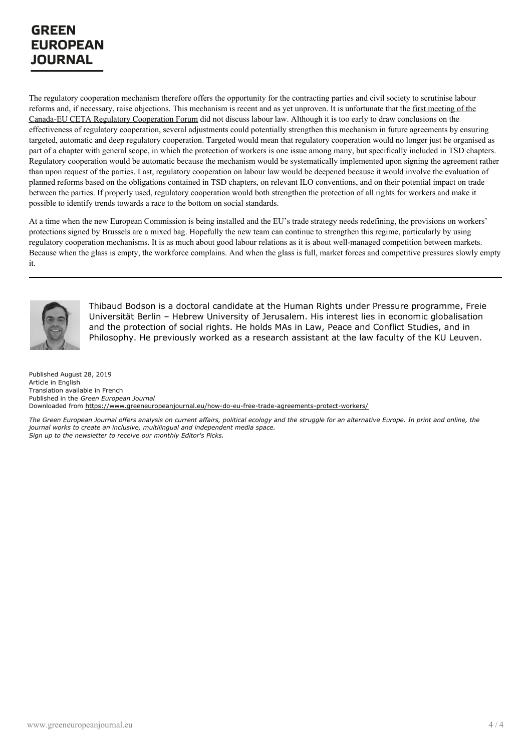The regulatory cooperation mechanism therefore offers the opportunity for the contracting parties and civil society to scrutinise labour reforms and, if necessary, raise objections. This mechanism is recent and as yet unproven. It is unfortunate that the first meeting of the Canada-EU CETA Regulatory Cooperation Forum did not discuss labour law. Although it is too early to draw conclusions on the effectiveness of regulatory cooperation, several adjustments could potentially strengthen this mechanism in future agreements by ensuring targeted, automatic and deep regulatory cooperation. Targeted would mean that regulatory cooperation would no longer just be organised as part of a chapter with general scope, in which the protection of workers is one issue among many, but specifically included in TSD chapters. Regulatory cooperation would be automatic because the mechanism would be systematically implemented upon signing the agreement rather than upon request of the parties. Last, regulatory cooperation on labour law would be deepened because it would involve the evaluation of planned reforms based on the obligations contained in TSD chapters, on relevant ILO conventions, and on their potential impact on trade between the parties. If properly used, regulatory cooperation would both strengthen the protection of all rights for workers and make it possible to identify trends towards a race to the bottom on social standards.

At a time when the new European Commission is being installed and the EU's trade strategy needs redefining, the provisions on workers' protections signed by Brussels are a mixed bag. Hopefully the new team can continue to strengthen this regime, particularly by using regulatory cooperation mechanisms. It is as much about good labour relations as it is about well-managed competition between markets. Because when the glass is empty, the workforce complains. And when the glass is full, market forces and competitive pressures slowly empty it.

---

Thibaud Bodson is a doctoral candidate at the Human Rights under Pressure programme, Freie Universität Berlin – Hebrew University of Jerusalem. His interest lies in economic globalisation and the protection of social rights. He holds MAs in Law, Peace and Conflict Studies, and in Philosophy. He previously worked as a research assistant at the law faculty of the KU Leuven.

Published August 28, 2019
Article in English
Translation available in French
Published in the *Green European Journal*
Downloaded from https://www.greeneuropeanjournal.eu/how-do-eu-free-trade-agreements-protect-workers/

*The Green European Journal offers analysis on current affairs, political ecology and the struggle for an alternative Europe. In print and online, the journal works to create an inclusive, multilingual and independent media space.*
*Sign up to the newsletter to receive our monthly Editor's Picks.*